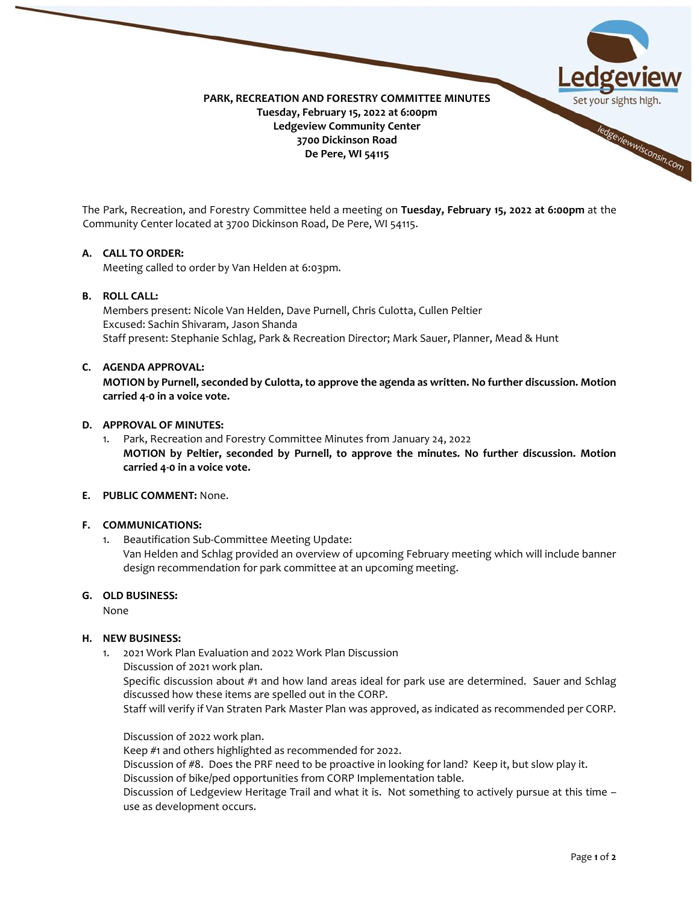**PARK, RECREATION AND FORESTRY COMMITTEE MINUTES**
**Tuesday, February 15, 2022 at 6:00pm**
**Ledgeview Community Center**
**3700 Dickinson Road**
**De Pere, WI 54115**

The Park, Recreation, and Forestry Committee held a meeting on **Tuesday, February 15, 2022 at 6:00pm** at the Community Center located at 3700 Dickinson Road, De Pere, WI 54115.

**A. CALL TO ORDER:**
Meeting called to order by Van Helden at 6:03pm.

**B. ROLL CALL:**
Members present: Nicole Van Helden, Dave Purnell, Chris Culotta, Cullen Peltier
Excused: Sachin Shivaram, Jason Shanda
Staff present: Stephanie Schlag, Park & Recreation Director; Mark Sauer, Planner, Mead & Hunt

**C. AGENDA APPROVAL:**
**MOTION by Purnell, seconded by Culotta, to approve the agenda as written. No further discussion. Motion carried 4-0 in a voice vote.**

**D. APPROVAL OF MINUTES:**

1. Park, Recreation and Forestry Committee Minutes from January 24, 2022
   **MOTION by Peltier, seconded by Purnell, to approve the minutes. No further discussion. Motion carried 4-0 in a voice vote.**

**E. PUBLIC COMMENT:** None.

**F. COMMUNICATIONS:**

1. Beautification Sub-Committee Meeting Update:
   Van Helden and Schlag provided an overview of upcoming February meeting which will include banner design recommendation for park committee at an upcoming meeting.

**G. OLD BUSINESS:**
None

**H. NEW BUSINESS:**

1. 2021 Work Plan Evaluation and 2022 Work Plan Discussion
   Discussion of 2021 work plan.
   Specific discussion about #1 and how land areas ideal for park use are determined. Sauer and Schlag discussed how these items are spelled out in the CORP.
   Staff will verify if Van Straten Park Master Plan was approved, as indicated as recommended per CORP.

   Discussion of 2022 work plan.
   Keep #1 and others highlighted as recommended for 2022.
   Discussion of #8. Does the PRF need to be proactive in looking for land? Keep it, but slow play it.
   Discussion of bike/ped opportunities from CORP Implementation table.
   Discussion of Ledgeview Heritage Trail and what it is. Not something to actively pursue at this time – use as development occurs.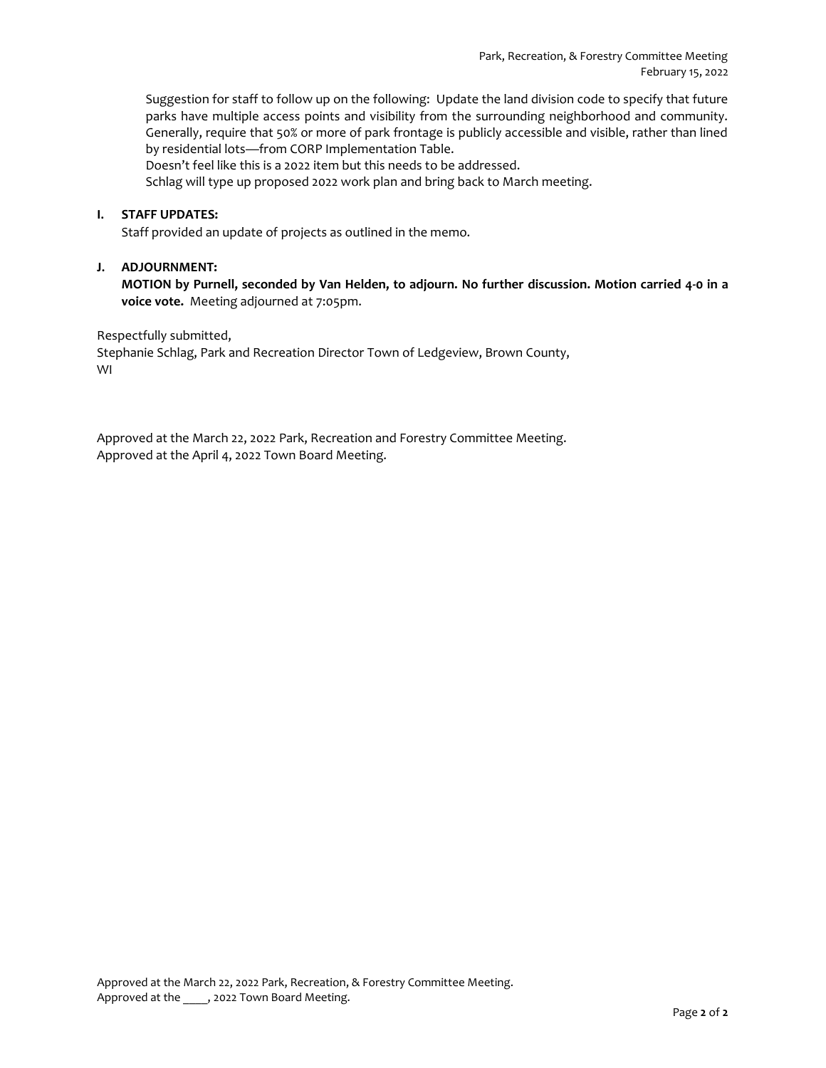Suggestion for staff to follow up on the following: Update the land division code to specify that future parks have multiple access points and visibility from the surrounding neighborhood and community. Generally, require that 50% or more of park frontage is publicly accessible and visible, rather than lined by residential lots—from CORP Implementation Table.

Doesn't feel like this is a 2022 item but this needs to be addressed.

Schlag will type up proposed 2022 work plan and bring back to March meeting.

**I. STAFF UPDATES:**

Staff provided an update of projects as outlined in the memo.

**J. ADJOURNMENT:**

**MOTION by Purnell, seconded by Van Helden, to adjourn. No further discussion. Motion carried 4-0 in a voice vote.** Meeting adjourned at 7:05pm.

Respectfully submitted,
Stephanie Schlag, Park and Recreation Director Town of Ledgeview, Brown County, WI

Approved at the March 22, 2022 Park, Recreation and Forestry Committee Meeting.
Approved at the April 4, 2022 Town Board Meeting.

Approved at the March 22, 2022 Park, Recreation, & Forestry Committee Meeting.
Approved at the ____, 2022 Town Board Meeting.